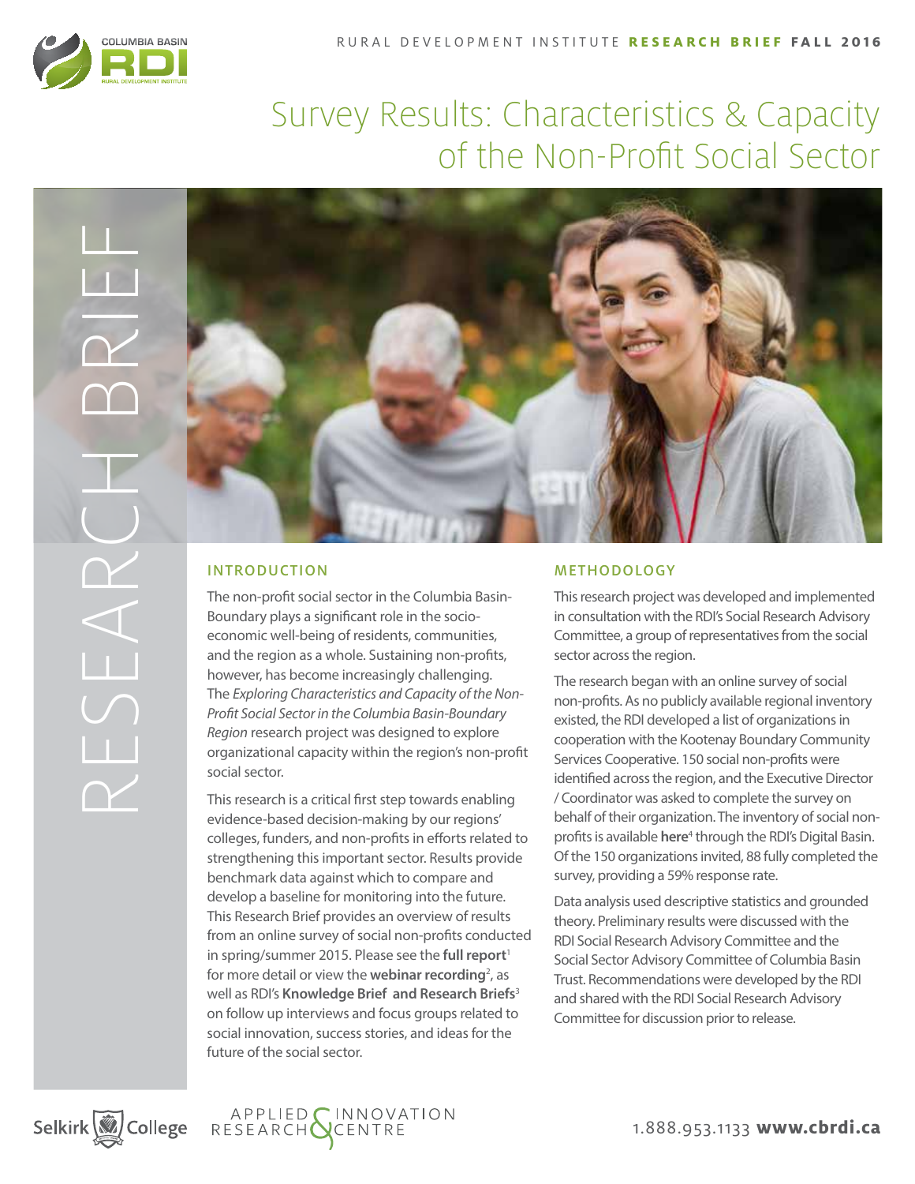RURAL DEVELOPMENT INSTITUTE **RESEARCH BRIEF FALL 2016**

# Survey Results: Characteristics & Capacity of the Non-Profit Social Sector

RESEARCH BRIEF

## INTRODUCTION

The non-profit social sector in the Columbia Basin-Boundary plays a significant role in the socio-economic well-being of residents, communities, and the region as a whole. Sustaining non-profits, however, has become increasingly challenging. The *Exploring Characteristics and Capacity of the Non-Profit Social Sector in the Columbia Basin-Boundary Region* research project was designed to explore organizational capacity within the region's non-profit social sector.

This research is a critical first step towards enabling evidence-based decision-making by our regions' colleges, funders, and non-profits in efforts related to strengthening this important sector. Results provide benchmark data against which to compare and develop a baseline for monitoring into the future. This Research Brief provides an overview of results from an online survey of social non-profits conducted in spring/summer 2015. Please see the **full report**[1] for more detail or view the **webinar recording**[2], as well as RDI's **Knowledge Brief and Research Briefs**[3] on follow up interviews and focus groups related to social innovation, success stories, and ideas for the future of the social sector.

## METHODOLOGY

This research project was developed and implemented in consultation with the RDI's Social Research Advisory Committee, a group of representatives from the social sector across the region.

The research began with an online survey of social non-profits. As no publicly available regional inventory existed, the RDI developed a list of organizations in cooperation with the Kootenay Boundary Community Services Cooperative. 150 social non-profits were identified across the region, and the Executive Director / Coordinator was asked to complete the survey on behalf of their organization. The inventory of social non-profits is available **here**[4] through the RDI's Digital Basin. Of the 150 organizations invited, 88 fully completed the survey, providing a 59% response rate.

Data analysis used descriptive statistics and grounded theory. Preliminary results were discussed with the RDI Social Research Advisory Committee and the Social Sector Advisory Committee of Columbia Basin Trust. Recommendations were developed by the RDI and shared with the RDI Social Research Advisory Committee for discussion prior to release.

Selkirk College | APPLIED RESEARCH & INNOVATION CENTRE | 1.888.953.1133 **www.cbrdi.ca**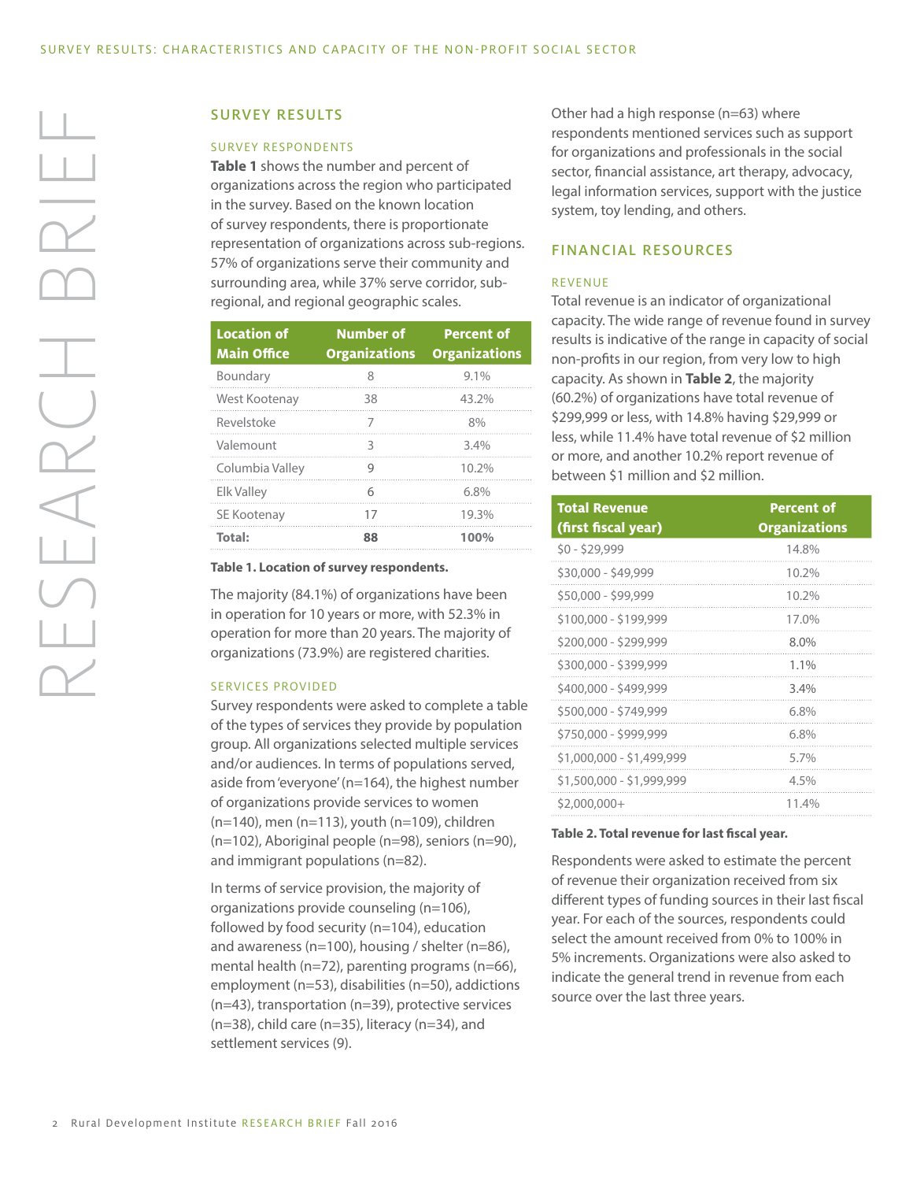## SURVEY RESULTS

### SURVEY RESPONDENTS

**Table 1** shows the number and percent of organizations across the region who participated in the survey. Based on the known location of survey respondents, there is proportionate representation of organizations across sub-regions. 57% of organizations serve their community and surrounding area, while 37% serve corridor, sub-regional, and regional geographic scales.

| Location of Main Office | Number of Organizations | Percent of Organizations |
|---|---|---|
| Boundary | 8 | 9.1% |
| West Kootenay | 38 | 43.2% |
| Revelstoke | 7 | 8% |
| Valemount | 3 | 3.4% |
| Columbia Valley | 9 | 10.2% |
| Elk Valley | 6 | 6.8% |
| SE Kootenay | 17 | 19.3% |
| **Total:** | **88** | **100%** |

**Table 1. Location of survey respondents.**

The majority (84.1%) of organizations have been in operation for 10 years or more, with 52.3% in operation for more than 20 years. The majority of organizations (73.9%) are registered charities.

### SERVICES PROVIDED

Survey respondents were asked to complete a table of the types of services they provide by population group. All organizations selected multiple services and/or audiences. In terms of populations served, aside from 'everyone' (n=164), the highest number of organizations provide services to women (n=140), men (n=113), youth (n=109), children (n=102), Aboriginal people (n=98), seniors (n=90), and immigrant populations (n=82).

In terms of service provision, the majority of organizations provide counseling (n=106), followed by food security (n=104), education and awareness (n=100), housing / shelter (n=86), mental health (n=72), parenting programs (n=66), employment (n=53), disabilities (n=50), addictions (n=43), transportation (n=39), protective services (n=38), child care (n=35), literacy (n=34), and settlement services (9).

Other had a high response (n=63) where respondents mentioned services such as support for organizations and professionals in the social sector, financial assistance, art therapy, advocacy, legal information services, support with the justice system, toy lending, and others.

## FINANCIAL RESOURCES

### REVENUE

Total revenue is an indicator of organizational capacity. The wide range of revenue found in survey results is indicative of the range in capacity of social non-profits in our region, from very low to high capacity. As shown in **Table 2**, the majority (60.2%) of organizations have total revenue of $299,999 or less, with 14.8% having $29,999 or less, while 11.4% have total revenue of $2 million or more, and another 10.2% report revenue of between $1 million and $2 million.

| Total Revenue (first fiscal year) | Percent of Organizations |
|---|---|
| $0 - $29,999 | 14.8% |
| $30,000 - $49,999 | 10.2% |
| $50,000 - $99,999 | 10.2% |
| $100,000 - $199,999 | 17.0% |
| $200,000 - $299,999 | 8.0% |
| $300,000 - $399,999 | 1.1% |
| $400,000 - $499,999 | 3.4% |
| $500,000 - $749,999 | 6.8% |
| $750,000 - $999,999 | 6.8% |
| $1,000,000 - $1,499,999 | 5.7% |
| $1,500,000 - $1,999,999 | 4.5% |
| $2,000,000+ | 11.4% |

**Table 2. Total revenue for last fiscal year.**

Respondents were asked to estimate the percent of revenue their organization received from six different types of funding sources in their last fiscal year. For each of the sources, respondents could select the amount received from 0% to 100% in 5% increments. Organizations were also asked to indicate the general trend in revenue from each source over the last three years.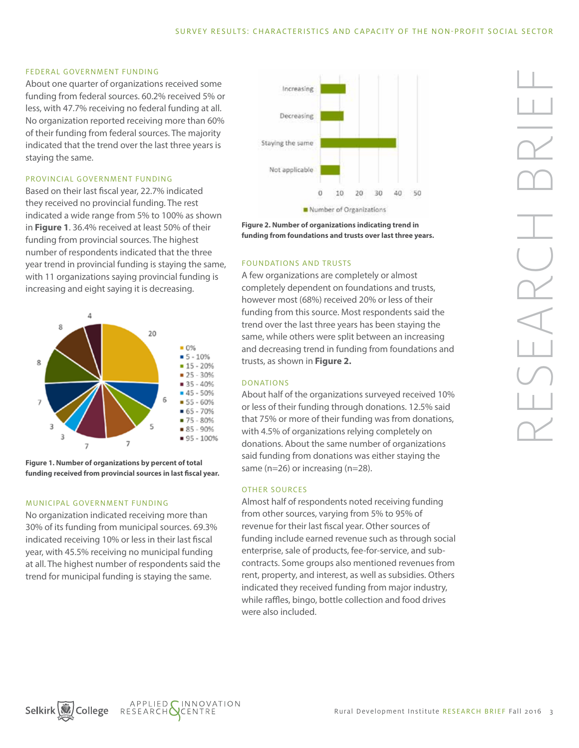## FEDERAL GOVERNMENT FUNDING

About one quarter of organizations received some funding from federal sources. 60.2% received 5% or less, with 47.7% receiving no federal funding at all. No organization reported receiving more than 60% of their funding from federal sources. The majority indicated that the trend over the last three years is staying the same.

## PROVINCIAL GOVERNMENT FUNDING

Based on their last fiscal year, 22.7% indicated they received no provincial funding. The rest indicated a wide range from 5% to 100% as shown in **Figure 1**. 36.4% received at least 50% of their funding from provincial sources. The highest number of respondents indicated that the three year trend in provincial funding is staying the same, with 11 organizations saying provincial funding is increasing and eight saying it is decreasing.

**Figure 1. Number of organizations by percent of total funding received from provincial sources in last fiscal year.**

## MUNICIPAL GOVERNMENT FUNDING

No organization indicated receiving more than 30% of its funding from municipal sources. 69.3% indicated receiving 10% or less in their last fiscal year, with 45.5% receiving no municipal funding at all. The highest number of respondents said the trend for municipal funding is staying the same.

**Figure 2. Number of organizations indicating trend in funding from foundations and trusts over last three years.**

## FOUNDATIONS AND TRUSTS

A few organizations are completely or almost completely dependent on foundations and trusts, however most (68%) received 20% or less of their funding from this source. Most respondents said the trend over the last three years has been staying the same, while others were split between an increasing and decreasing trend in funding from foundations and trusts, as shown in **Figure 2.**

## DONATIONS

About half of the organizations surveyed received 10% or less of their funding through donations. 12.5% said that 75% or more of their funding was from donations, with 4.5% of organizations relying completely on donations. About the same number of organizations said funding from donations was either staying the same (n=26) or increasing (n=28).

## OTHER SOURCES

Almost half of respondents noted receiving funding from other sources, varying from 5% to 95% of revenue for their last fiscal year. Other sources of funding include earned revenue such as through social enterprise, sale of products, fee-for-service, and sub-contracts. Some groups also mentioned revenues from rent, property, and interest, as well as subsidies. Others indicated they received funding from major industry, while raffles, bingo, bottle collection and food drives were also included.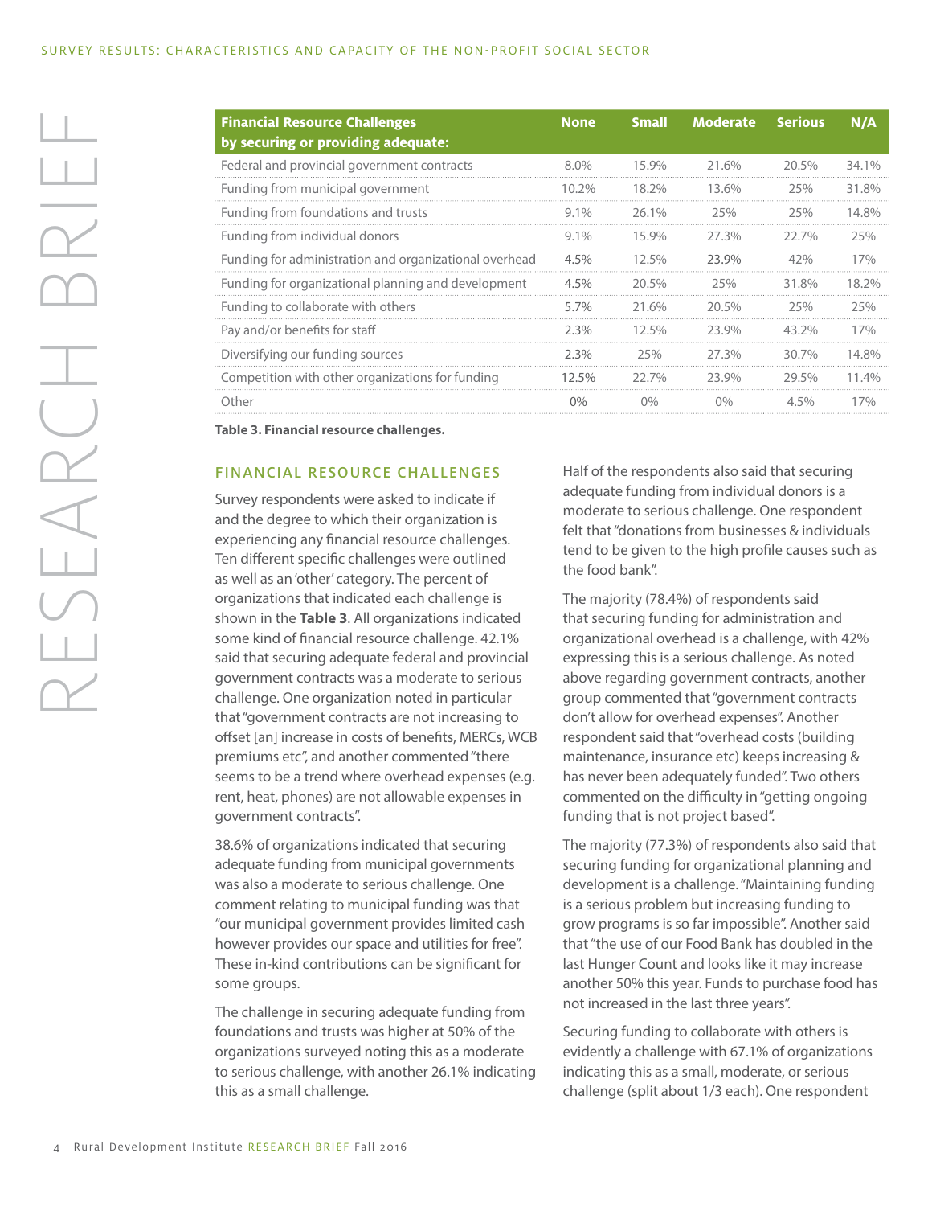| Financial Resource Challenges by securing or providing adequate: | None | Small | Moderate | Serious | N/A |
|---|---|---|---|---|---|
| Federal and provincial government contracts | 8.0% | 15.9% | 21.6% | 20.5% | 34.1% |
| Funding from municipal government | 10.2% | 18.2% | 13.6% | 25% | 31.8% |
| Funding from foundations and trusts | 9.1% | 26.1% | 25% | 25% | 14.8% |
| Funding from individual donors | 9.1% | 15.9% | 27.3% | 22.7% | 25% |
| Funding for administration and organizational overhead | 4.5% | 12.5% | 23.9% | 42% | 17% |
| Funding for organizational planning and development | 4.5% | 20.5% | 25% | 31.8% | 18.2% |
| Funding to collaborate with others | 5.7% | 21.6% | 20.5% | 25% | 25% |
| Pay and/or benefits for staff | 2.3% | 12.5% | 23.9% | 43.2% | 17% |
| Diversifying our funding sources | 2.3% | 25% | 27.3% | 30.7% | 14.8% |
| Competition with other organizations for funding | 12.5% | 22.7% | 23.9% | 29.5% | 11.4% |
| Other | 0% | 0% | 0% | 4.5% | 17% |

**Table 3. Financial resource challenges.**

## FINANCIAL RESOURCE CHALLENGES

Survey respondents were asked to indicate if and the degree to which their organization is experiencing any financial resource challenges. Ten different specific challenges were outlined as well as an 'other' category. The percent of organizations that indicated each challenge is shown in the **Table 3**. All organizations indicated some kind of financial resource challenge. 42.1% said that securing adequate federal and provincial government contracts was a moderate to serious challenge. One organization noted in particular that "government contracts are not increasing to offset [an] increase in costs of benefits, MERCs, WCB premiums etc", and another commented "there seems to be a trend where overhead expenses (e.g. rent, heat, phones) are not allowable expenses in government contracts".

38.6% of organizations indicated that securing adequate funding from municipal governments was also a moderate to serious challenge. One comment relating to municipal funding was that "our municipal government provides limited cash however provides our space and utilities for free". These in-kind contributions can be significant for some groups.

The challenge in securing adequate funding from foundations and trusts was higher at 50% of the organizations surveyed noting this as a moderate to serious challenge, with another 26.1% indicating this as a small challenge.

Half of the respondents also said that securing adequate funding from individual donors is a moderate to serious challenge. One respondent felt that "donations from businesses & individuals tend to be given to the high profile causes such as the food bank".

The majority (78.4%) of respondents said that securing funding for administration and organizational overhead is a challenge, with 42% expressing this is a serious challenge. As noted above regarding government contracts, another group commented that "government contracts don't allow for overhead expenses". Another respondent said that "overhead costs (building maintenance, insurance etc) keeps increasing & has never been adequately funded". Two others commented on the difficulty in "getting ongoing funding that is not project based".

The majority (77.3%) of respondents also said that securing funding for organizational planning and development is a challenge. "Maintaining funding is a serious problem but increasing funding to grow programs is so far impossible". Another said that "the use of our Food Bank has doubled in the last Hunger Count and looks like it may increase another 50% this year. Funds to purchase food has not increased in the last three years".

Securing funding to collaborate with others is evidently a challenge with 67.1% of organizations indicating this as a small, moderate, or serious challenge (split about 1/3 each). One respondent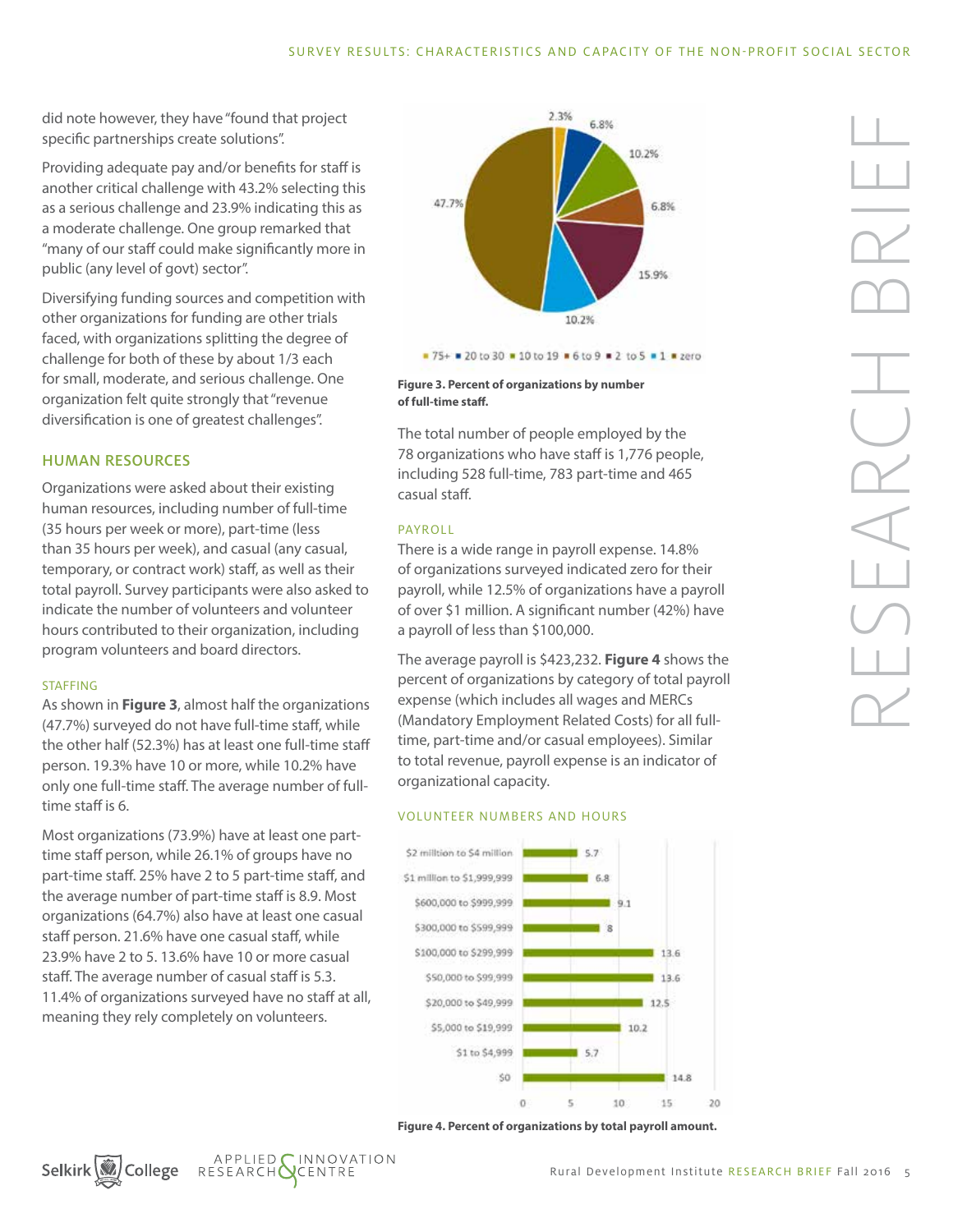did note however, they have "found that project specific partnerships create solutions".

Providing adequate pay and/or benefits for staff is another critical challenge with 43.2% selecting this as a serious challenge and 23.9% indicating this as a moderate challenge. One group remarked that "many of our staff could make significantly more in public (any level of govt) sector".

Diversifying funding sources and competition with other organizations for funding are other trials faced, with organizations splitting the degree of challenge for both of these by about 1/3 each for small, moderate, and serious challenge. One organization felt quite strongly that "revenue diversification is one of greatest challenges".

## HUMAN RESOURCES

Organizations were asked about their existing human resources, including number of full-time (35 hours per week or more), part-time (less than 35 hours per week), and casual (any casual, temporary, or contract work) staff, as well as their total payroll. Survey participants were also asked to indicate the number of volunteers and volunteer hours contributed to their organization, including program volunteers and board directors.

### STAFFING

As shown in **Figure 3**, almost half the organizations (47.7%) surveyed do not have full-time staff, while the other half (52.3%) has at least one full-time staff person. 19.3% have 10 or more, while 10.2% have only one full-time staff. The average number of full-time staff is 6.

Most organizations (73.9%) have at least one part-time staff person, while 26.1% of groups have no part-time staff. 25% have 2 to 5 part-time staff, and the average number of part-time staff is 8.9. Most organizations (64.7%) also have at least one casual staff person. 21.6% have one casual staff, while 23.9% have 2 to 5. 13.6% have 10 or more casual staff. The average number of casual staff is 5.3. 11.4% of organizations surveyed have no staff at all, meaning they rely completely on volunteers.

| Number of full-time staff | Percent |
|---|---|
| 75+ | 2.3% |
| 20 to 30 | 6.8% |
| 10 to 19 | 10.2% |
| 6 to 9 | 6.8% |
| 2 to 5 | 15.9% |
| 1 | 10.2% |
| zero | 47.7% |

**Figure 3. Percent of organizations by number of full-time staff.**

The total number of people employed by the 78 organizations who have staff is 1,776 people, including 528 full-time, 783 part-time and 465 casual staff.

### PAYROLL

There is a wide range in payroll expense. 14.8% of organizations surveyed indicated zero for their payroll, while 12.5% of organizations have a payroll of over $1 million. A significant number (42%) have a payroll of less than $100,000.

The average payroll is $423,232. **Figure 4** shows the percent of organizations by category of total payroll expense (which includes all wages and MERCs (Mandatory Employment Related Costs) for all full-time, part-time and/or casual employees). Similar to total revenue, payroll expense is an indicator of organizational capacity.

### VOLUNTEER NUMBERS AND HOURS

| Total payroll amount | Percent of organizations |
|---|---|
| $2 million to $4 million | 5.7 |
| $1 million to $1,999,999 | 6.8 |
| $600,000 to $999,999 | 9.1 |
| $300,000 to $599,999 | 8 |
| $100,000 to $299,999 | 13.6 |
| $50,000 to $99,999 | 13.6 |
| $20,000 to $49,999 | 12.5 |
| $5,000 to $19,999 | 10.2 |
| $1 to $4,999 | 5.7 |
| $0 | 14.8 |

**Figure 4. Percent of organizations by total payroll amount.**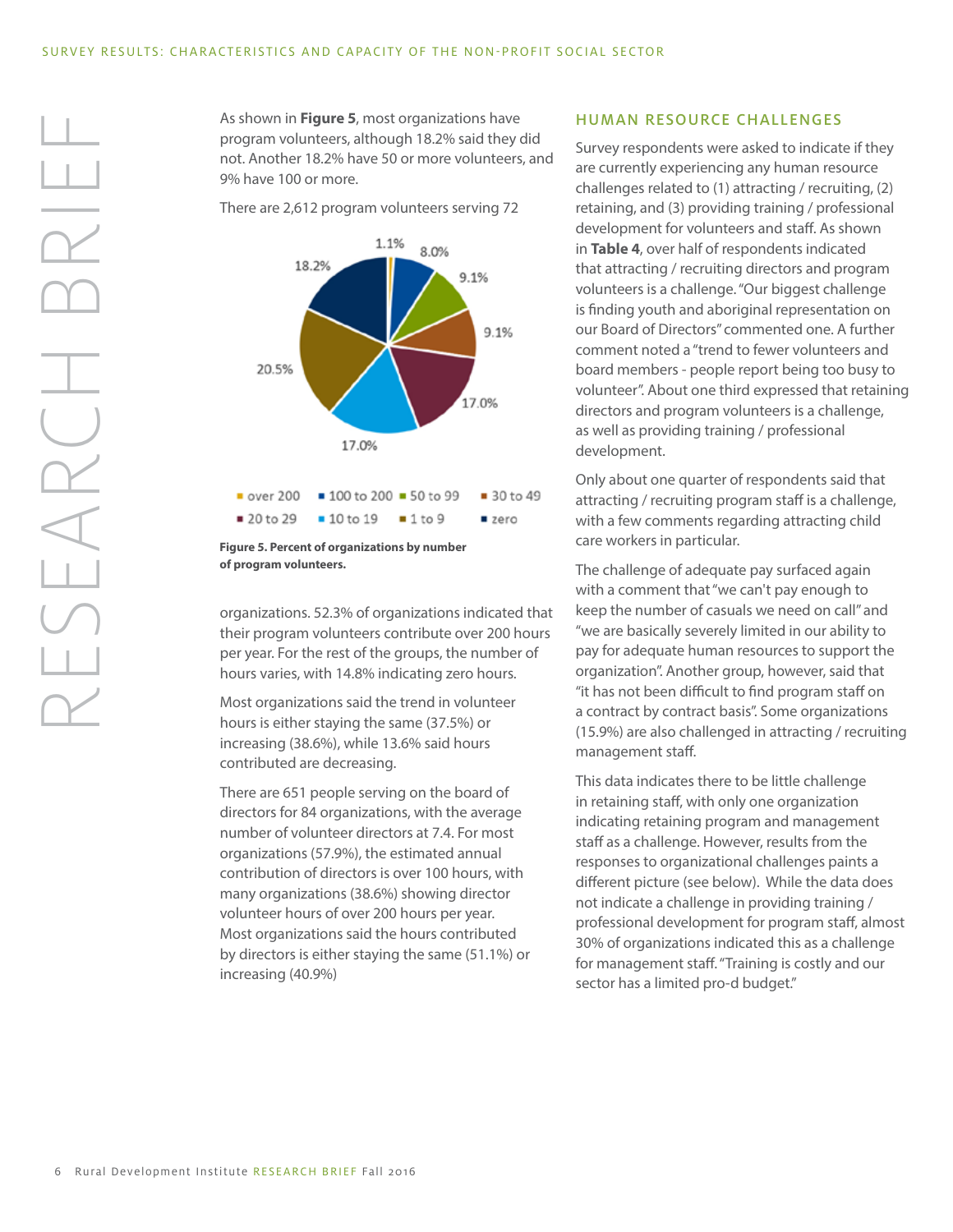As shown in **Figure 5**, most organizations have program volunteers, although 18.2% said they did not. Another 18.2% have 50 or more volunteers, and 9% have 100 or more.

There are 2,612 program volunteers serving 72 organizations. 52.3% of organizations indicated that their program volunteers contribute over 200 hours per year. For the rest of the groups, the number of hours varies, with 14.8% indicating zero hours.

**Figure 5. Percent of organizations by number of program volunteers.**

Most organizations said the trend in volunteer hours is either staying the same (37.5%) or increasing (38.6%), while 13.6% said hours contributed are decreasing.

There are 651 people serving on the board of directors for 84 organizations, with the average number of volunteer directors at 7.4. For most organizations (57.9%), the estimated annual contribution of directors is over 100 hours, with many organizations (38.6%) showing director volunteer hours of over 200 hours per year. Most organizations said the hours contributed by directors is either staying the same (51.1%) or increasing (40.9%)

## HUMAN RESOURCE CHALLENGES

Survey respondents were asked to indicate if they are currently experiencing any human resource challenges related to (1) attracting / recruiting, (2) retaining, and (3) providing training / professional development for volunteers and staff. As shown in **Table 4**, over half of respondents indicated that attracting / recruiting directors and program volunteers is a challenge. "Our biggest challenge is finding youth and aboriginal representation on our Board of Directors" commented one. A further comment noted a "trend to fewer volunteers and board members - people report being too busy to volunteer". About one third expressed that retaining directors and program volunteers is a challenge, as well as providing training / professional development.

Only about one quarter of respondents said that attracting / recruiting program staff is a challenge, with a few comments regarding attracting child care workers in particular.

The challenge of adequate pay surfaced again with a comment that "we can't pay enough to keep the number of casuals we need on call" and "we are basically severely limited in our ability to pay for adequate human resources to support the organization". Another group, however, said that "it has not been difficult to find program staff on a contract by contract basis". Some organizations (15.9%) are also challenged in attracting / recruiting management staff.

This data indicates there to be little challenge in retaining staff, with only one organization indicating retaining program and management staff as a challenge. However, results from the responses to organizational challenges paints a different picture (see below). While the data does not indicate a challenge in providing training / professional development for program staff, almost 30% of organizations indicated this as a challenge for management staff. "Training is costly and our sector has a limited pro-d budget."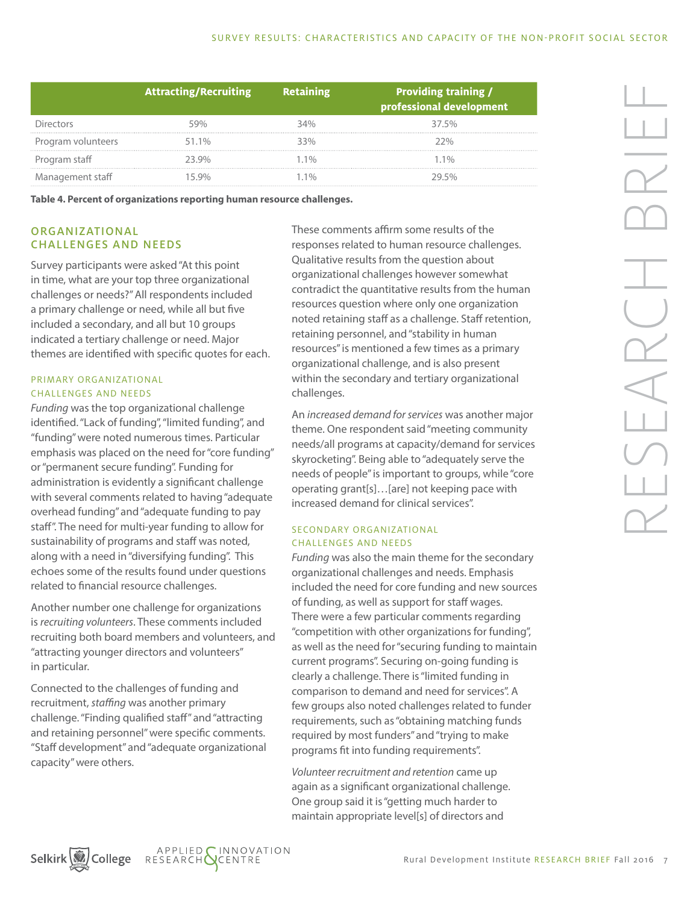|  | Attracting/Recruiting | Retaining | Providing training / professional development |
|---|---|---|---|
| Directors | 59% | 34% | 37.5% |
| Program volunteers | 51.1% | 33% | 22% |
| Program staff | 23.9% | 1.1% | 1.1% |
| Management staff | 15.9% | 1.1% | 29.5% |

**Table 4. Percent of organizations reporting human resource challenges.**

## ORGANIZATIONAL CHALLENGES AND NEEDS

Survey participants were asked "At this point in time, what are your top three organizational challenges or needs?" All respondents included a primary challenge or need, while all but five included a secondary, and all but 10 groups indicated a tertiary challenge or need. Major themes are identified with specific quotes for each.

### PRIMARY ORGANIZATIONAL CHALLENGES AND NEEDS

*Funding* was the top organizational challenge identified. "Lack of funding", "limited funding", and "funding" were noted numerous times. Particular emphasis was placed on the need for "core funding" or "permanent secure funding". Funding for administration is evidently a significant challenge with several comments related to having "adequate overhead funding" and "adequate funding to pay staff". The need for multi-year funding to allow for sustainability of programs and staff was noted, along with a need in "diversifying funding". This echoes some of the results found under questions related to financial resource challenges.

Another number one challenge for organizations is *recruiting volunteers*. These comments included recruiting both board members and volunteers, and "attracting younger directors and volunteers" in particular.

Connected to the challenges of funding and recruitment, *staffing* was another primary challenge. "Finding qualified staff" and "attracting and retaining personnel" were specific comments. "Staff development" and "adequate organizational capacity" were others.

These comments affirm some results of the responses related to human resource challenges. Qualitative results from the question about organizational challenges however somewhat contradict the quantitative results from the human resources question where only one organization noted retaining staff as a challenge. Staff retention, retaining personnel, and "stability in human resources" is mentioned a few times as a primary organizational challenge, and is also present within the secondary and tertiary organizational challenges.

An *increased demand for services* was another major theme. One respondent said "meeting community needs/all programs at capacity/demand for services skyrocketing". Being able to "adequately serve the needs of people" is important to groups, while "core operating grant[s]…[are] not keeping pace with increased demand for clinical services".

### SECONDARY ORGANIZATIONAL CHALLENGES AND NEEDS

*Funding* was also the main theme for the secondary organizational challenges and needs. Emphasis included the need for core funding and new sources of funding, as well as support for staff wages. There were a few particular comments regarding "competition with other organizations for funding", as well as the need for "securing funding to maintain current programs". Securing on-going funding is clearly a challenge. There is "limited funding in comparison to demand and need for services". A few groups also noted challenges related to funder requirements, such as "obtaining matching funds required by most funders" and "trying to make programs fit into funding requirements".

*Volunteer recruitment and retention* came up again as a significant organizational challenge. One group said it is "getting much harder to maintain appropriate level[s] of directors and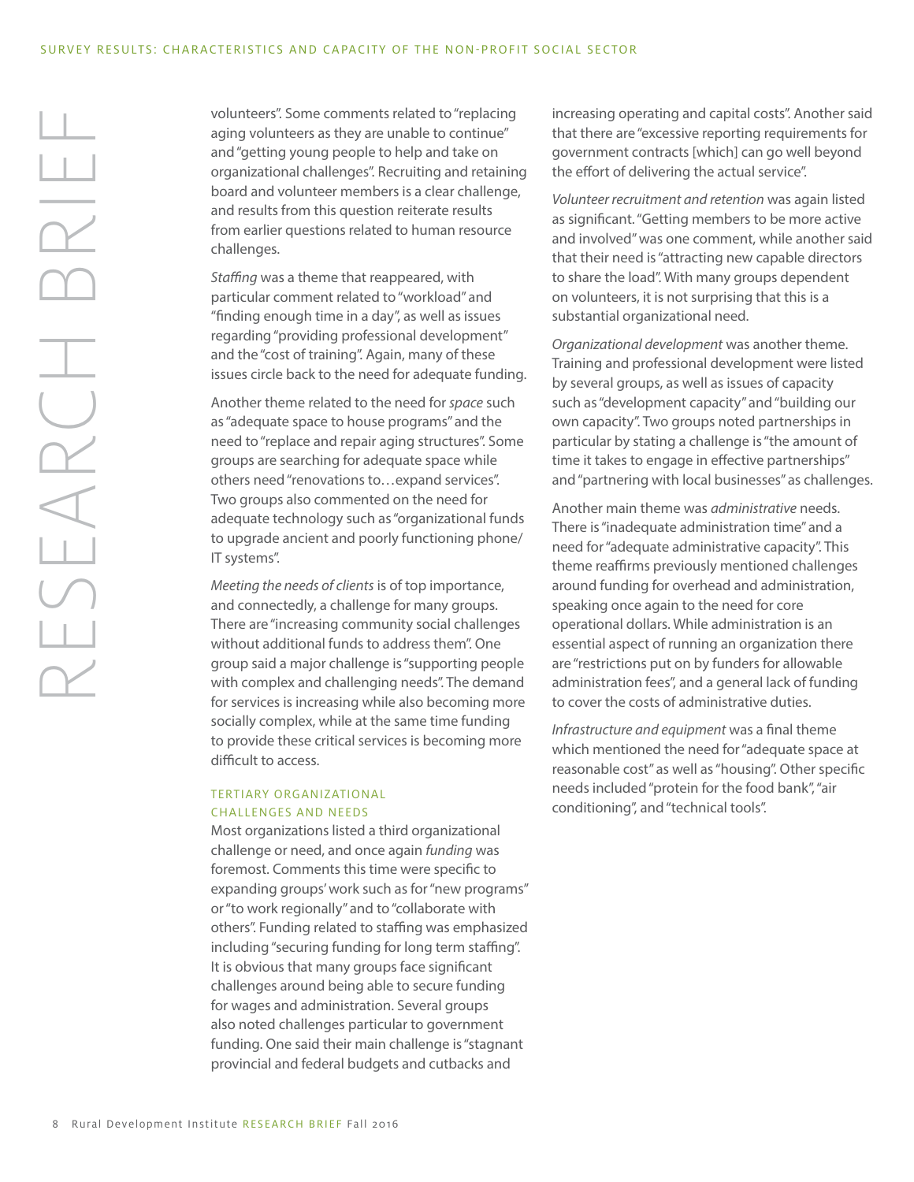volunteers". Some comments related to "replacing aging volunteers as they are unable to continue" and "getting young people to help and take on organizational challenges". Recruiting and retaining board and volunteer members is a clear challenge, and results from this question reiterate results from earlier questions related to human resource challenges.

*Staffing* was a theme that reappeared, with particular comment related to "workload" and "finding enough time in a day", as well as issues regarding "providing professional development" and the "cost of training". Again, many of these issues circle back to the need for adequate funding.

Another theme related to the need for *space* such as "adequate space to house programs" and the need to "replace and repair aging structures". Some groups are searching for adequate space while others need "renovations to…expand services". Two groups also commented on the need for adequate technology such as "organizational funds to upgrade ancient and poorly functioning phone/IT systems".

*Meeting the needs of clients* is of top importance, and connectedly, a challenge for many groups. There are "increasing community social challenges without additional funds to address them". One group said a major challenge is "supporting people with complex and challenging needs". The demand for services is increasing while also becoming more socially complex, while at the same time funding to provide these critical services is becoming more difficult to access.

### TERTIARY ORGANIZATIONAL CHALLENGES AND NEEDS

Most organizations listed a third organizational challenge or need, and once again *funding* was foremost. Comments this time were specific to expanding groups' work such as for "new programs" or "to work regionally" and to "collaborate with others". Funding related to staffing was emphasized including "securing funding for long term staffing". It is obvious that many groups face significant challenges around being able to secure funding for wages and administration. Several groups also noted challenges particular to government funding. One said their main challenge is "stagnant provincial and federal budgets and cutbacks and increasing operating and capital costs". Another said that there are "excessive reporting requirements for government contracts [which] can go well beyond the effort of delivering the actual service".

*Volunteer recruitment and retention* was again listed as significant. "Getting members to be more active and involved" was one comment, while another said that their need is "attracting new capable directors to share the load". With many groups dependent on volunteers, it is not surprising that this is a substantial organizational need.

*Organizational development* was another theme. Training and professional development were listed by several groups, as well as issues of capacity such as "development capacity" and "building our own capacity". Two groups noted partnerships in particular by stating a challenge is "the amount of time it takes to engage in effective partnerships" and "partnering with local businesses" as challenges.

Another main theme was *administrative* needs. There is "inadequate administration time" and a need for "adequate administrative capacity". This theme reaffirms previously mentioned challenges around funding for overhead and administration, speaking once again to the need for core operational dollars. While administration is an essential aspect of running an organization there are "restrictions put on by funders for allowable administration fees", and a general lack of funding to cover the costs of administrative duties.

*Infrastructure and equipment* was a final theme which mentioned the need for "adequate space at reasonable cost" as well as "housing". Other specific needs included "protein for the food bank", "air conditioning", and "technical tools".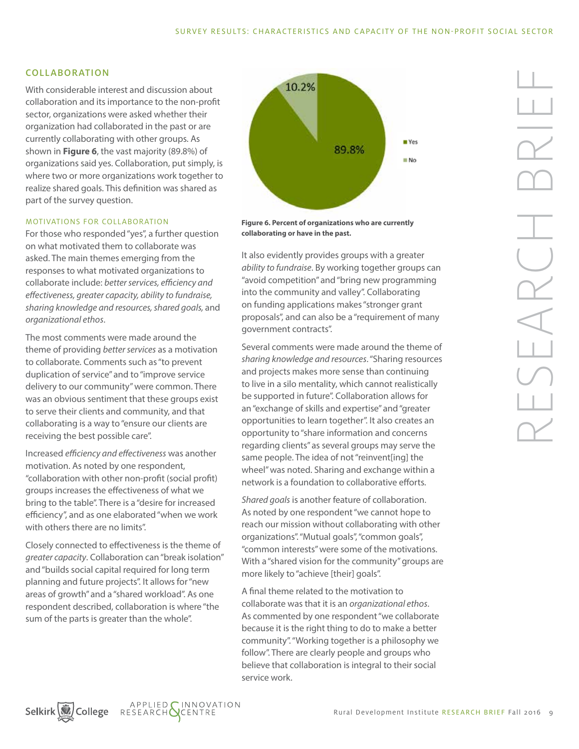## COLLABORATION

With considerable interest and discussion about collaboration and its importance to the non-profit sector, organizations were asked whether their organization had collaborated in the past or are currently collaborating with other groups. As shown in **Figure 6**, the vast majority (89.8%) of organizations said yes. Collaboration, put simply, is where two or more organizations work together to realize shared goals. This definition was shared as part of the survey question.

10.2%

89.8%

Yes

No

**Figure 6. Percent of organizations who are currently collaborating or have in the past.**

### MOTIVATIONS FOR COLLABORATION

For those who responded "yes", a further question on what motivated them to collaborate was asked. The main themes emerging from the responses to what motivated organizations to collaborate include: *better services, efficiency and effectiveness, greater capacity, ability to fundraise, sharing knowledge and resources, shared goals,* and *organizational ethos*.

The most comments were made around the theme of providing *better services* as a motivation to collaborate. Comments such as "to prevent duplication of service" and to "improve service delivery to our community" were common. There was an obvious sentiment that these groups exist to serve their clients and community, and that collaborating is a way to "ensure our clients are receiving the best possible care".

Increased *efficiency and effectiveness* was another motivation. As noted by one respondent, "collaboration with other non-profit (social profit) groups increases the effectiveness of what we bring to the table". There is a "desire for increased efficiency", and as one elaborated "when we work with others there are no limits".

Closely connected to effectiveness is the theme of *greater capacity*. Collaboration can "break isolation" and "builds social capital required for long term planning and future projects". It allows for "new areas of growth" and a "shared workload". As one respondent described, collaboration is where "the sum of the parts is greater than the whole".

It also evidently provides groups with a greater *ability to fundraise*. By working together groups can "avoid competition" and "bring new programming into the community and valley". Collaborating on funding applications makes "stronger grant proposals", and can also be a "requirement of many government contracts".

Several comments were made around the theme of *sharing knowledge and resources*. "Sharing resources and projects makes more sense than continuing to live in a silo mentality, which cannot realistically be supported in future". Collaboration allows for an "exchange of skills and expertise" and "greater opportunities to learn together". It also creates an opportunity to "share information and concerns regarding clients" as several groups may serve the same people. The idea of not "reinvent[ing] the wheel" was noted. Sharing and exchange within a network is a foundation to collaborative efforts.

*Shared goals* is another feature of collaboration. As noted by one respondent "we cannot hope to reach our mission without collaborating with other organizations". "Mutual goals", "common goals", "common interests" were some of the motivations. With a "shared vision for the community" groups are more likely to "achieve [their] goals".

A final theme related to the motivation to collaborate was that it is an *organizational ethos*. As commented by one respondent "we collaborate because it is the right thing to do to make a better community". "Working together is a philosophy we follow". There are clearly people and groups who believe that collaboration is integral to their social service work.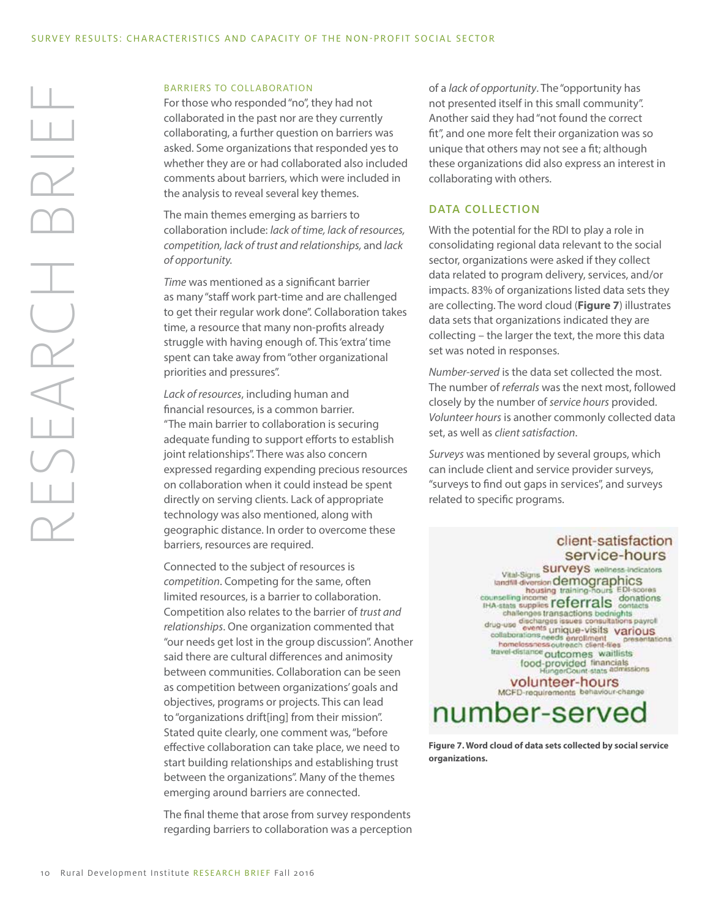### BARRIERS TO COLLABORATION

For those who responded "no", they had not collaborated in the past nor are they currently collaborating, a further question on barriers was asked. Some organizations that responded yes to whether they are or had collaborated also included comments about barriers, which were included in the analysis to reveal several key themes.

The main themes emerging as barriers to collaboration include: *lack of time, lack of resources, competition, lack of trust and relationships,* and *lack of opportunity.*

*Time* was mentioned as a significant barrier as many "staff work part-time and are challenged to get their regular work done". Collaboration takes time, a resource that many non-profits already struggle with having enough of. This 'extra' time spent can take away from "other organizational priorities and pressures".

*Lack of resources*, including human and financial resources, is a common barrier. "The main barrier to collaboration is securing adequate funding to support efforts to establish joint relationships". There was also concern expressed regarding expending precious resources on collaboration when it could instead be spent directly on serving clients. Lack of appropriate technology was also mentioned, along with geographic distance. In order to overcome these barriers, resources are required.

Connected to the subject of resources is *competition*. Competing for the same, often limited resources, is a barrier to collaboration. Competition also relates to the barrier of *trust and relationships*. One organization commented that "our needs get lost in the group discussion". Another said there are cultural differences and animosity between communities. Collaboration can be seen as competition between organizations' goals and objectives, programs or projects. This can lead to "organizations drift[ing] from their mission". Stated quite clearly, one comment was, "before effective collaboration can take place, we need to start building relationships and establishing trust between the organizations". Many of the themes emerging around barriers are connected.

The final theme that arose from survey respondents regarding barriers to collaboration was a perception of a *lack of opportunity*. The "opportunity has not presented itself in this small community". Another said they had "not found the correct fit", and one more felt their organization was so unique that others may not see a fit; although these organizations did also express an interest in collaborating with others.

## DATA COLLECTION

With the potential for the RDI to play a role in consolidating regional data relevant to the social sector, organizations were asked if they collect data related to program delivery, services, and/or impacts. 83% of organizations listed data sets they are collecting. The word cloud (**Figure 7**) illustrates data sets that organizations indicated they are collecting – the larger the text, the more this data set was noted in responses.

*Number-served* is the data set collected the most. The number of *referrals* was the next most, followed closely by the number of *service hours* provided. *Volunteer hours* is another commonly collected data set, as well as *client satisfaction*.

*Surveys* was mentioned by several groups, which can include client and service provider surveys, "surveys to find out gaps in services", and surveys related to specific programs.

client-satisfaction service-hours Vital-Signs surveys wellness-indicators landfill-diversion demographics housing training-hours EDI-scores counselling income donations IHA-stats supplies referrals contacts challenges transactions bednights drug-use discharges issues consultations payroll events unique-visits various collaborations needs enrollment presentations homelessness outreach client-files travel-distance outcomes waitlists food-provided financials HungerCount-stats admissions volunteer-hours MCFD-requirements behaviour-change number-served

**Figure 7. Word cloud of data sets collected by social service organizations.**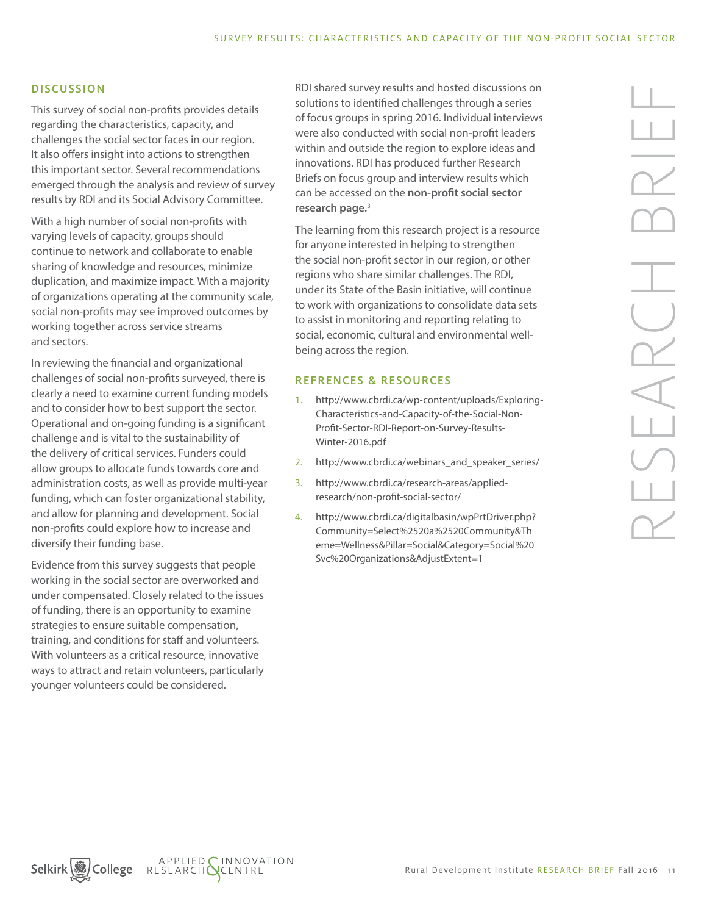## DISCUSSION

This survey of social non-profits provides details regarding the characteristics, capacity, and challenges the social sector faces in our region. It also offers insight into actions to strengthen this important sector. Several recommendations emerged through the analysis and review of survey results by RDI and its Social Advisory Committee.

With a high number of social non-profits with varying levels of capacity, groups should continue to network and collaborate to enable sharing of knowledge and resources, minimize duplication, and maximize impact. With a majority of organizations operating at the community scale, social non-profits may see improved outcomes by working together across service streams and sectors.

In reviewing the financial and organizational challenges of social non-profits surveyed, there is clearly a need to examine current funding models and to consider how to best support the sector. Operational and on-going funding is a significant challenge and is vital to the sustainability of the delivery of critical services. Funders could allow groups to allocate funds towards core and administration costs, as well as provide multi-year funding, which can foster organizational stability, and allow for planning and development. Social non-profits could explore how to increase and diversify their funding base.

Evidence from this survey suggests that people working in the social sector are overworked and under compensated. Closely related to the issues of funding, there is an opportunity to examine strategies to ensure suitable compensation, training, and conditions for staff and volunteers. With volunteers as a critical resource, innovative ways to attract and retain volunteers, particularly younger volunteers could be considered.

RDI shared survey results and hosted discussions on solutions to identified challenges through a series of focus groups in spring 2016. Individual interviews were also conducted with social non-profit leaders within and outside the region to explore ideas and innovations. RDI has produced further Research Briefs on focus group and interview results which can be accessed on the **non-profit social sector research page.**[3]

The learning from this research project is a resource for anyone interested in helping to strengthen the social non-profit sector in our region, or other regions who share similar challenges. The RDI, under its State of the Basin initiative, will continue to work with organizations to consolidate data sets to assist in monitoring and reporting relating to social, economic, cultural and environmental well-being across the region.

## REFRENCES & RESOURCES

1. http://www.cbrdi.ca/wp-content/uploads/Exploring-Characteristics-and-Capacity-of-the-Social-Non-Profit-Sector-RDI-Report-on-Survey-Results-Winter-2016.pdf
2. http://www.cbrdi.ca/webinars_and_speaker_series/
3. http://www.cbrdi.ca/research-areas/applied-research/non-profit-social-sector/
4. http://www.cbrdi.ca/digitalbasin/wpPrtDriver.php?Community=Select%2520a%2520Community&Theme=Wellness&Pillar=Social&Category=Social%20Svc%20Organizations&AdjustExtent=1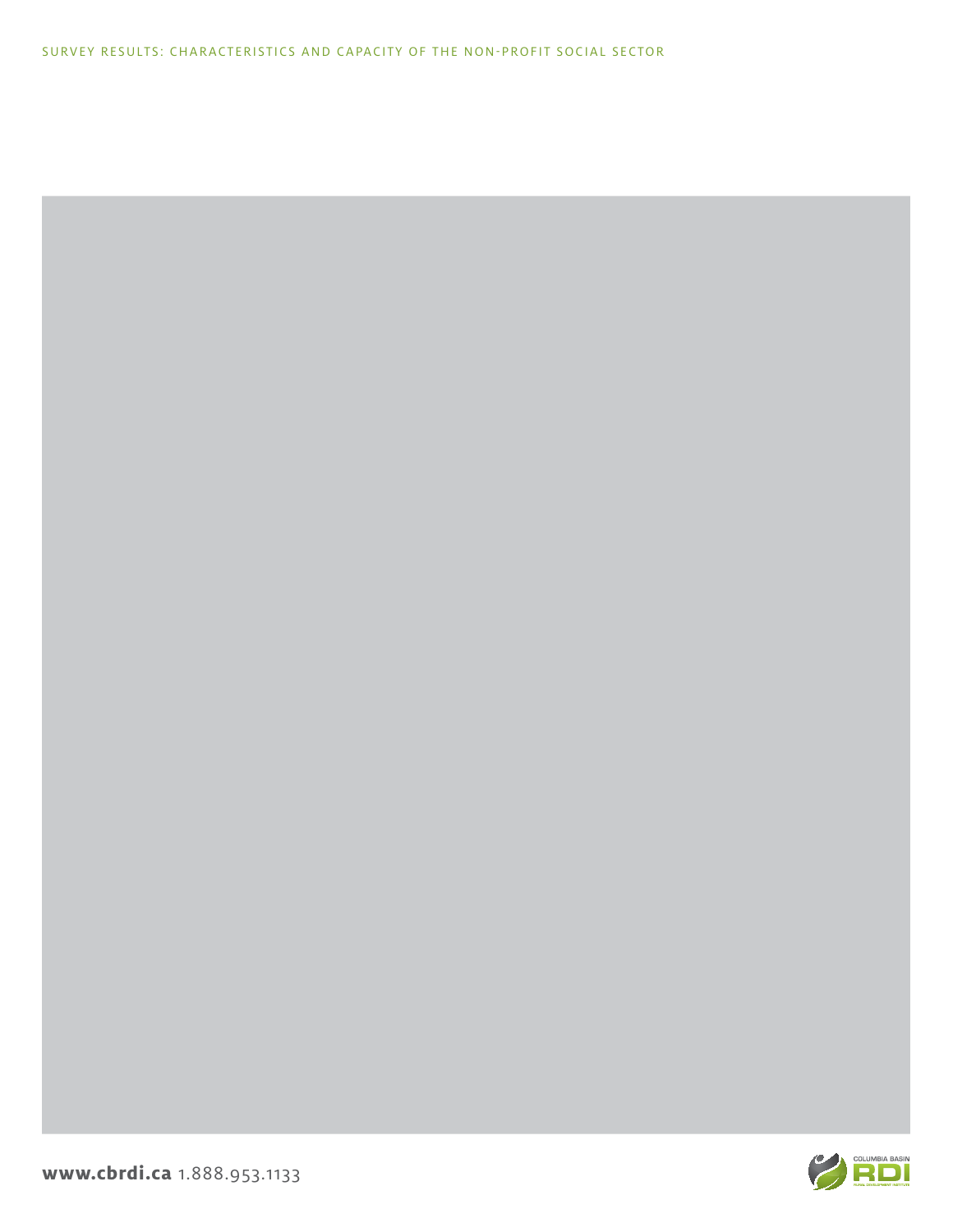**www.cbrdi.ca** 1.888.953.1133

COLUMBIA BASIN RDI RURAL DEVELOPMENT INSTITUTE